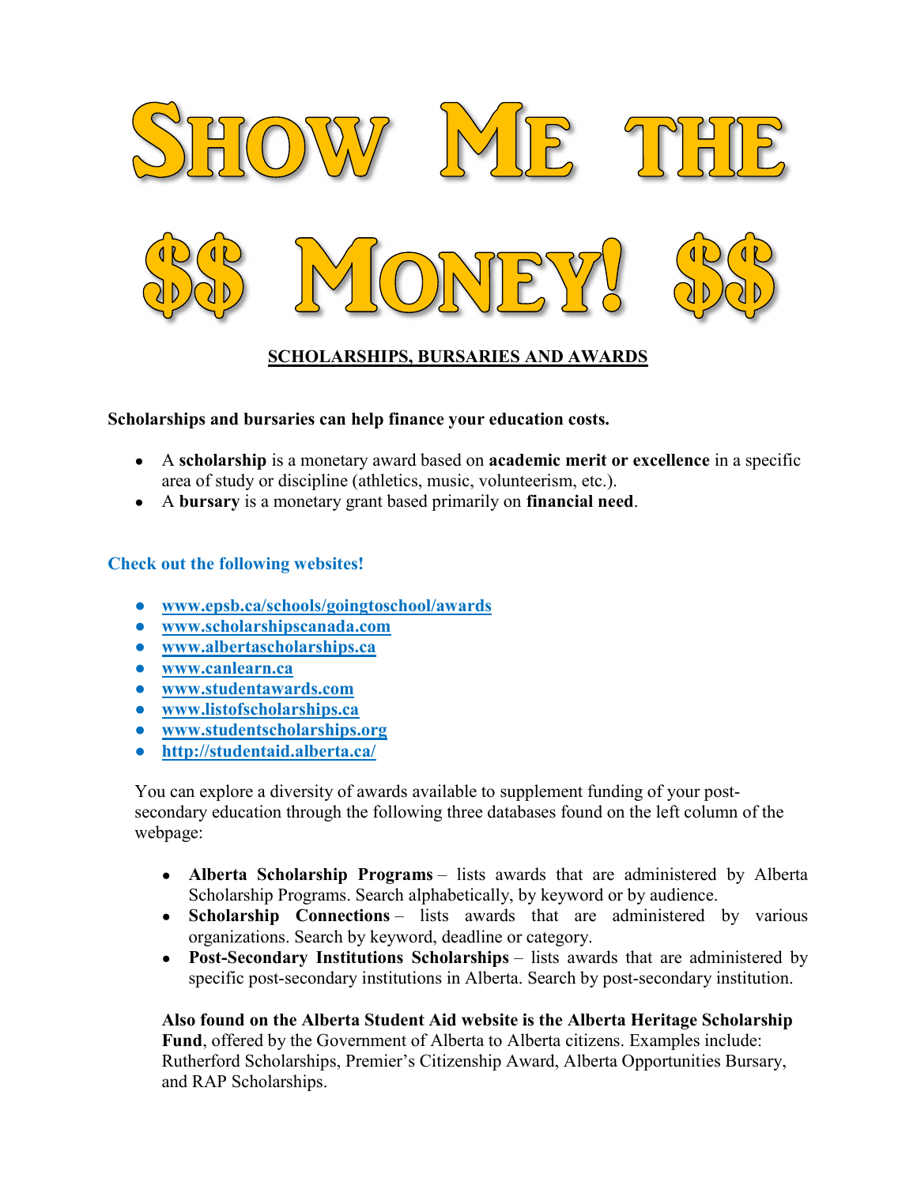# Show Me the $$ Money! $$

## SCHOLARSHIPS, BURSARIES AND AWARDS

**Scholarships and bursaries can help finance your education costs.**

- A **scholarship** is a monetary award based on **academic merit or excellence** in a specific area of study or discipline (athletics, music, volunteerism, etc.).
- A **bursary** is a monetary grant based primarily on **financial need**.

**Check out the following websites!**

- www.epsb.ca/schools/goingtoschool/awards
- www.scholarshipscanada.com
- www.albertascholarships.ca
- www.canlearn.ca
- www.studentawards.com
- www.listofscholarships.ca
- www.studentscholarships.org
- http://studentaid.alberta.ca/

You can explore a diversity of awards available to supplement funding of your post-secondary education through the following three databases found on the left column of the webpage:

- **Alberta Scholarship Programs** – lists awards that are administered by Alberta Scholarship Programs. Search alphabetically, by keyword or by audience.
- **Scholarship Connections** – lists awards that are administered by various organizations. Search by keyword, deadline or category.
- **Post-Secondary Institutions Scholarships** – lists awards that are administered by specific post-secondary institutions in Alberta. Search by post-secondary institution.

**Also found on the Alberta Student Aid website is the Alberta Heritage Scholarship Fund**, offered by the Government of Alberta to Alberta citizens. Examples include: Rutherford Scholarships, Premier's Citizenship Award, Alberta Opportunities Bursary, and RAP Scholarships.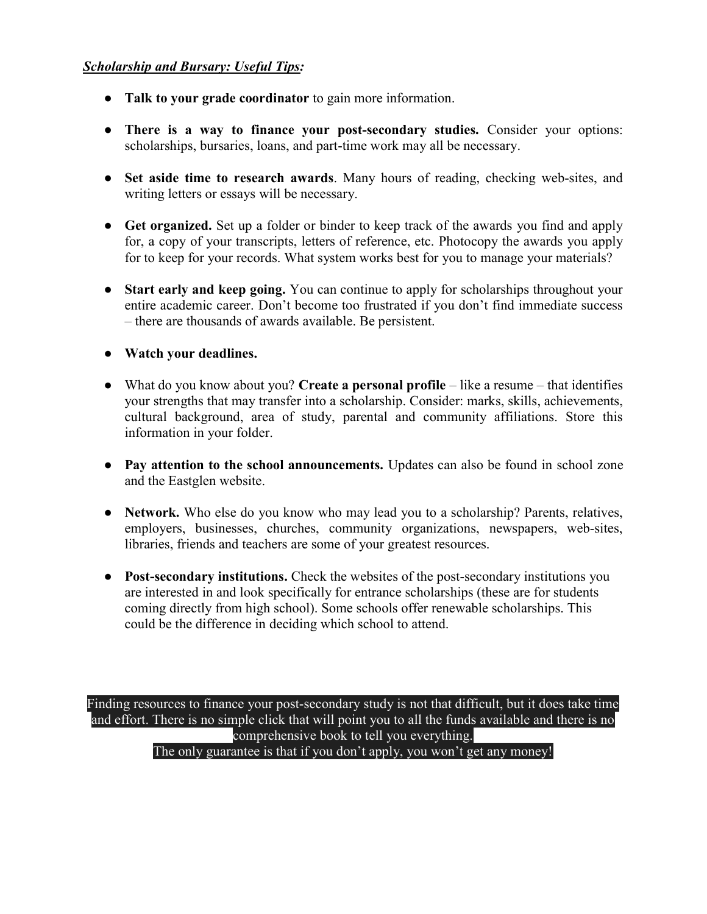***Scholarship and Bursary: Useful Tips:***

- **Talk to your grade coordinator** to gain more information.
- **There is a way to finance your post-secondary studies.** Consider your options: scholarships, bursaries, loans, and part-time work may all be necessary.
- **Set aside time to research awards**. Many hours of reading, checking web-sites, and writing letters or essays will be necessary.
- **Get organized.** Set up a folder or binder to keep track of the awards you find and apply for, a copy of your transcripts, letters of reference, etc. Photocopy the awards you apply for to keep for your records. What system works best for you to manage your materials?
- **Start early and keep going.** You can continue to apply for scholarships throughout your entire academic career. Don't become too frustrated if you don't find immediate success – there are thousands of awards available. Be persistent.
- **Watch your deadlines.**
- What do you know about you? **Create a personal profile** – like a resume – that identifies your strengths that may transfer into a scholarship. Consider: marks, skills, achievements, cultural background, area of study, parental and community affiliations. Store this information in your folder.
- **Pay attention to the school announcements.** Updates can also be found in school zone and the Eastglen website.
- **Network.** Who else do you know who may lead you to a scholarship? Parents, relatives, employers, businesses, churches, community organizations, newspapers, web-sites, libraries, friends and teachers are some of your greatest resources.
- **Post-secondary institutions.** Check the websites of the post-secondary institutions you are interested in and look specifically for entrance scholarships (these are for students coming directly from high school). Some schools offer renewable scholarships. This could be the difference in deciding which school to attend.

Finding resources to finance your post-secondary study is not that difficult, but it does take time and effort. There is no simple click that will point you to all the funds available and there is no comprehensive book to tell you everything.
The only guarantee is that if you don't apply, you won't get any money!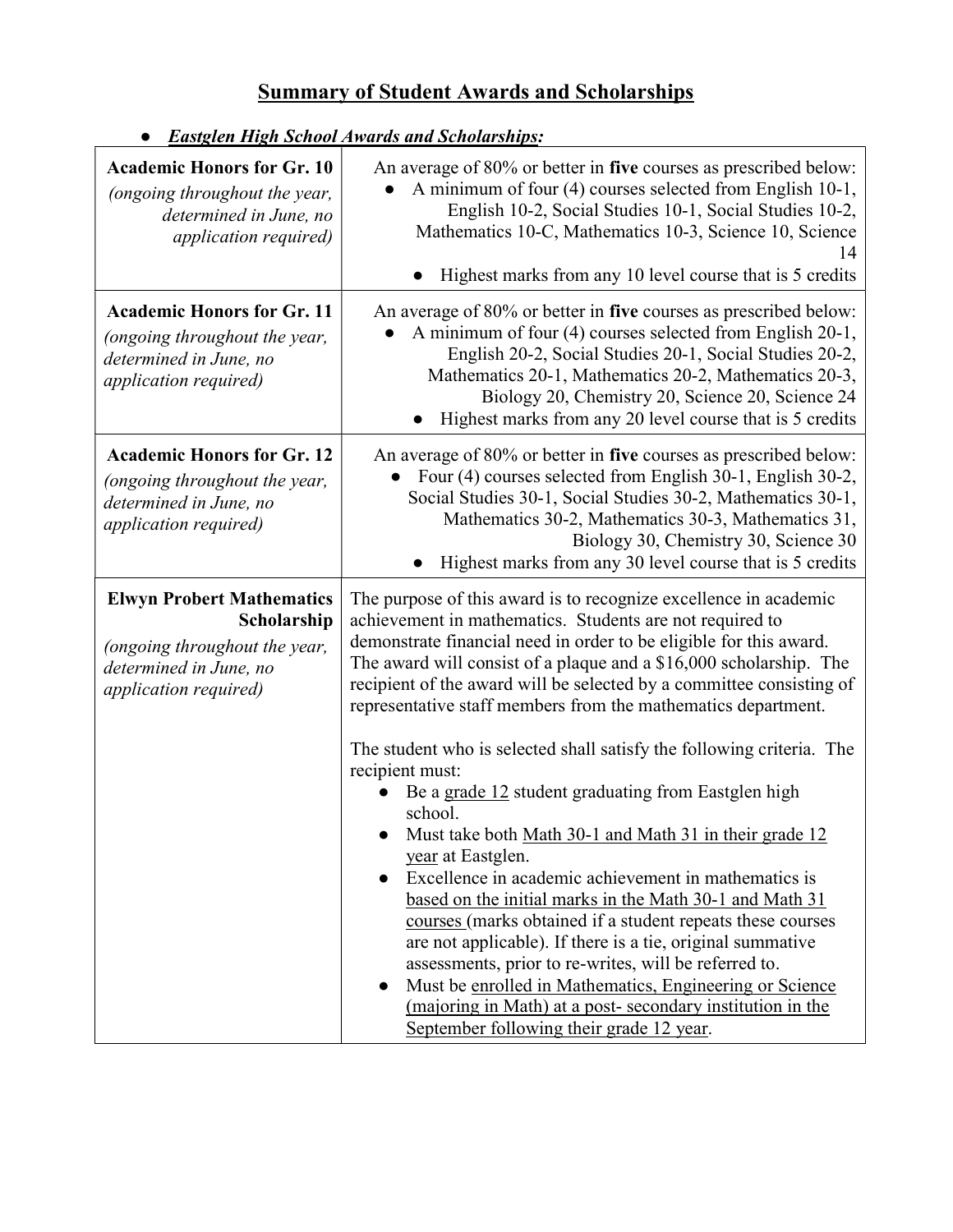# Summary of Student Awards and Scholarships

- ***Eastglen High School Awards and Scholarships:***

| Award | Criteria |
|---|---|
| **Academic Honors for Gr. 10** *(ongoing throughout the year, determined in June, no application required)* | An average of 80% or better in **five** courses as prescribed below: <br>● A minimum of four (4) courses selected from English 10-1, English 10-2, Social Studies 10-1, Social Studies 10-2, Mathematics 10-C, Mathematics 10-3, Science 10, Science 14 <br>● Highest marks from any 10 level course that is 5 credits |
| **Academic Honors for Gr. 11** *(ongoing throughout the year, determined in June, no application required)* | An average of 80% or better in **five** courses as prescribed below: <br>● A minimum of four (4) courses selected from English 20-1, English 20-2, Social Studies 20-1, Social Studies 20-2, Mathematics 20-1, Mathematics 20-2, Mathematics 20-3, Biology 20, Chemistry 20, Science 20, Science 24 <br>● Highest marks from any 20 level course that is 5 credits |
| **Academic Honors for Gr. 12** *(ongoing throughout the year, determined in June, no application required)* | An average of 80% or better in **five** courses as prescribed below: <br>● Four (4) courses selected from English 30-1, English 30-2, Social Studies 30-1, Social Studies 30-2, Mathematics 30-1, Mathematics 30-2, Mathematics 30-3, Mathematics 31, Biology 30, Chemistry 30, Science 30 <br>● Highest marks from any 30 level course that is 5 credits |
| **Elwyn Probert Mathematics Scholarship** *(ongoing throughout the year, determined in June, no application required)* | The purpose of this award is to recognize excellence in academic achievement in mathematics. Students are not required to demonstrate financial need in order to be eligible for this award. The award will consist of a plaque and a $16,000 scholarship. The recipient of the award will be selected by a committee consisting of representative staff members from the mathematics department. <br><br>The student who is selected shall satisfy the following criteria. The recipient must: <br>● Be a grade 12 student graduating from Eastglen high school. <br>● Must take both Math 30-1 and Math 31 in their grade 12 year at Eastglen. <br>● Excellence in academic achievement in mathematics is based on the initial marks in the Math 30-1 and Math 31 courses (marks obtained if a student repeats these courses are not applicable). If there is a tie, original summative assessments, prior to re-writes, will be referred to. <br>● Must be enrolled in Mathematics, Engineering or Science (majoring in Math) at a post- secondary institution in the September following their grade 12 year. |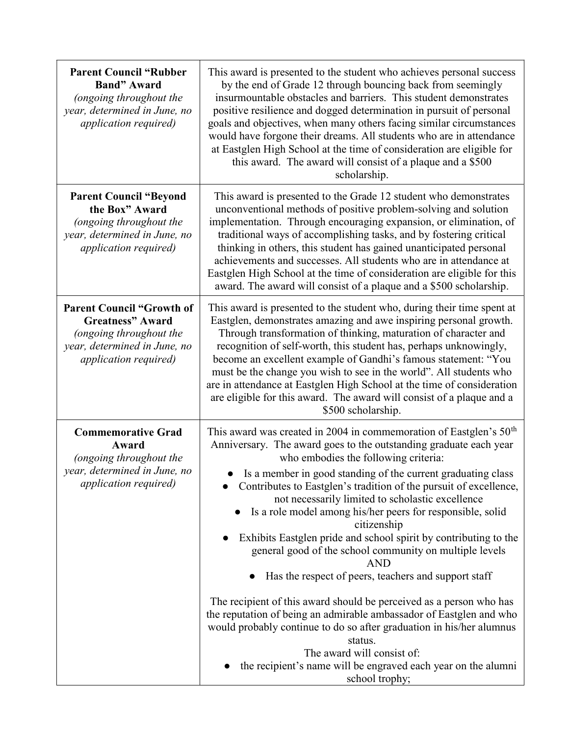| | |
|---|---|
| **Parent Council "Rubber Band" Award** *(ongoing throughout the year, determined in June, no application required)* | This award is presented to the student who achieves personal success by the end of Grade 12 through bouncing back from seemingly insurmountable obstacles and barriers. This student demonstrates positive resilience and dogged determination in pursuit of personal goals and objectives, when many others facing similar circumstances would have forgone their dreams. All students who are in attendance at Eastglen High School at the time of consideration are eligible for this award. The award will consist of a plaque and a $500 scholarship. |
| **Parent Council "Beyond the Box" Award** *(ongoing throughout the year, determined in June, no application required)* | This award is presented to the Grade 12 student who demonstrates unconventional methods of positive problem-solving and solution implementation. Through encouraging expansion, or elimination, of traditional ways of accomplishing tasks, and by fostering critical thinking in others, this student has gained unanticipated personal achievements and successes. All students who are in attendance at Eastglen High School at the time of consideration are eligible for this award. The award will consist of a plaque and a $500 scholarship. |
| **Parent Council "Growth of Greatness" Award** *(ongoing throughout the year, determined in June, no application required)* | This award is presented to the student who, during their time spent at Eastglen, demonstrates amazing and awe inspiring personal growth. Through transformation of thinking, maturation of character and recognition of self-worth, this student has, perhaps unknowingly, become an excellent example of Gandhi's famous statement: "You must be the change you wish to see in the world". All students who are in attendance at Eastglen High School at the time of consideration are eligible for this award. The award will consist of a plaque and a $500 scholarship. |
| **Commemorative Grad Award** *(ongoing throughout the year, determined in June, no application required)* | This award was created in 2004 in commemoration of Eastglen's 50th Anniversary. The award goes to the outstanding graduate each year who embodies the following criteria:<br>● Is a member in good standing of the current graduating class<br>● Contributes to Eastglen's tradition of the pursuit of excellence, not necessarily limited to scholastic excellence<br>● Is a role model among his/her peers for responsible, solid citizenship<br>● Exhibits Eastglen pride and school spirit by contributing to the general good of the school community on multiple levels<br>AND<br>● Has the respect of peers, teachers and support staff<br><br>The recipient of this award should be perceived as a person who has the reputation of being an admirable ambassador of Eastglen and who would probably continue to do so after graduation in his/her alumnus status.<br>The award will consist of:<br>● the recipient's name will be engraved each year on the alumni school trophy; |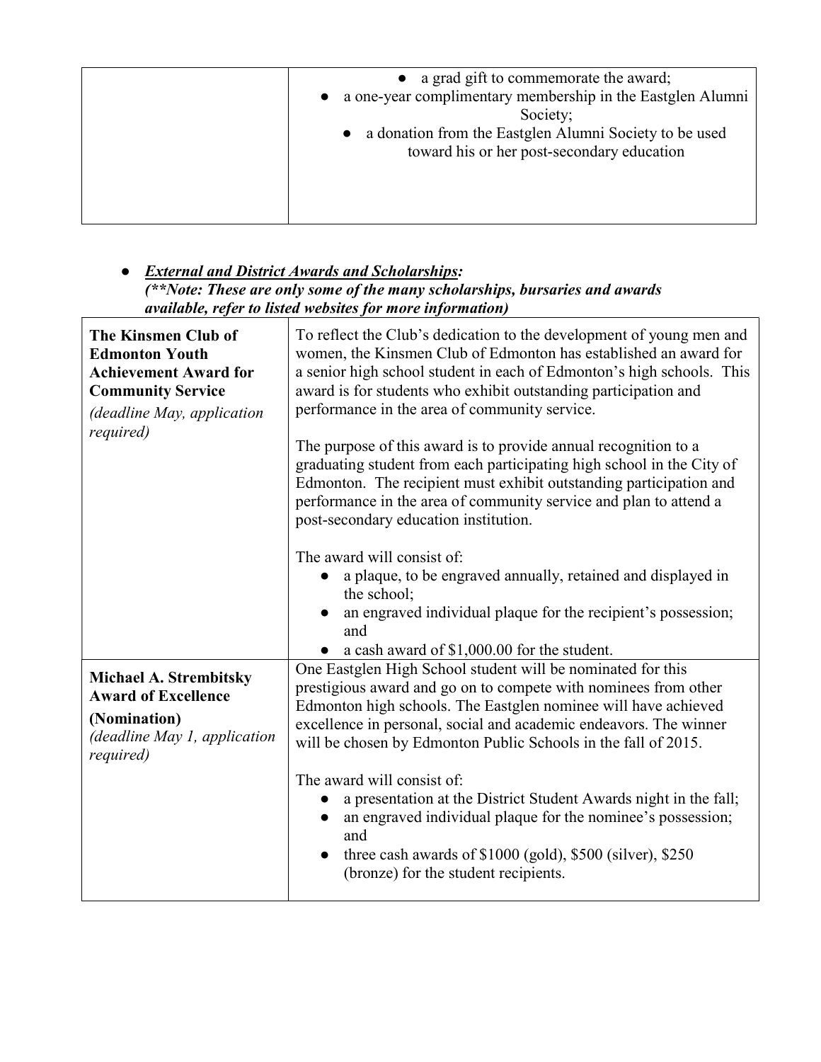| | |
|---|---|
| | • a grad gift to commemorate the award;<br>• a one-year complimentary membership in the Eastglen Alumni Society;<br>• a donation from the Eastglen Alumni Society to be used toward his or her post-secondary education |

- ***External and District Awards and Scholarships:***
  ***(\*\*Note: These are only some of the many scholarships, bursaries and awards available, refer to listed websites for more information)***

| | |
|---|---|
| **The Kinsmen Club of Edmonton Youth Achievement Award for Community Service**<br>*(deadline May, application required)* | To reflect the Club's dedication to the development of young men and women, the Kinsmen Club of Edmonton has established an award for a senior high school student in each of Edmonton's high schools. This award is for students who exhibit outstanding participation and performance in the area of community service.<br><br>The purpose of this award is to provide annual recognition to a graduating student from each participating high school in the City of Edmonton. The recipient must exhibit outstanding participation and performance in the area of community service and plan to attend a post-secondary education institution.<br><br>The award will consist of:<br>• a plaque, to be engraved annually, retained and displayed in the school;<br>• an engraved individual plaque for the recipient's possession; and<br>• a cash award of $1,000.00 for the student. |
| **Michael A. Strembitsky Award of Excellence**<br>**(Nomination)**<br>*(deadline May 1, application required)* | One Eastglen High School student will be nominated for this prestigious award and go on to compete with nominees from other Edmonton high schools. The Eastglen nominee will have achieved excellence in personal, social and academic endeavors. The winner will be chosen by Edmonton Public Schools in the fall of 2015.<br><br>The award will consist of:<br>• a presentation at the District Student Awards night in the fall;<br>• an engraved individual plaque for the nominee's possession; and<br>• three cash awards of $1000 (gold), $500 (silver), $250 (bronze) for the student recipients. |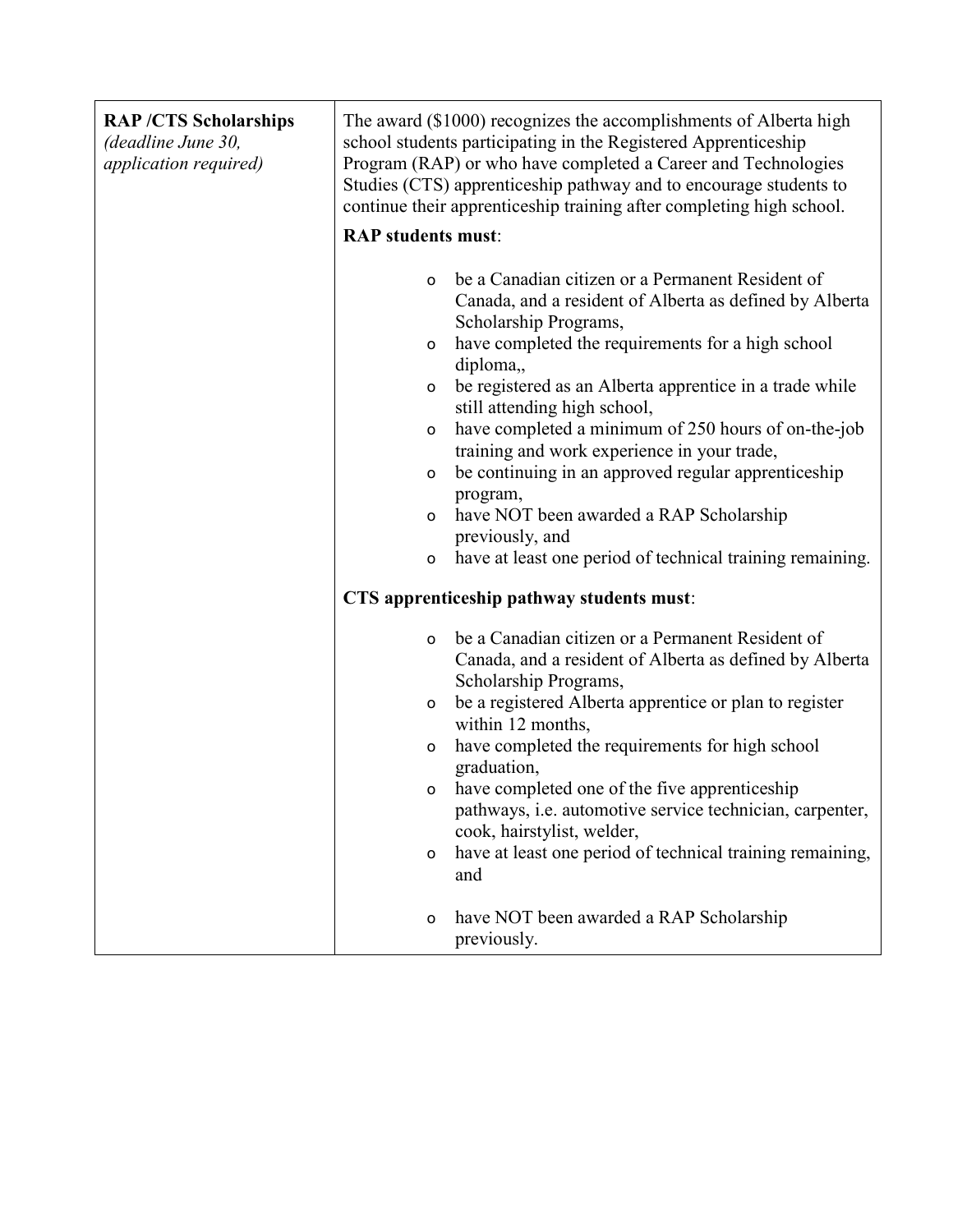| **RAP /CTS Scholarships** *(deadline June 30, application required)* | The award ($1000) recognizes the accomplishments of Alberta high school students participating in the Registered Apprenticeship Program (RAP) or who have completed a Career and Technologies Studies (CTS) apprenticeship pathway and to encourage students to continue their apprenticeship training after completing high school.<br><br>**RAP students must**:<br><br>- be a Canadian citizen or a Permanent Resident of Canada, and a resident of Alberta as defined by Alberta Scholarship Programs,<br>- have completed the requirements for a high school diploma,,<br>- be registered as an Alberta apprentice in a trade while still attending high school,<br>- have completed a minimum of 250 hours of on-the-job training and work experience in your trade,<br>- be continuing in an approved regular apprenticeship program,<br>- have NOT been awarded a RAP Scholarship previously, and<br>- have at least one period of technical training remaining.<br><br>**CTS apprenticeship pathway students must**:<br><br>- be a Canadian citizen or a Permanent Resident of Canada, and a resident of Alberta as defined by Alberta Scholarship Programs,<br>- be a registered Alberta apprentice or plan to register within 12 months,<br>- have completed the requirements for high school graduation,<br>- have completed one of the five apprenticeship pathways, i.e. automotive service technician, carpenter, cook, hairstylist, welder,<br>- have at least one period of technical training remaining, and<br>- have NOT been awarded a RAP Scholarship previously. |
|---|---|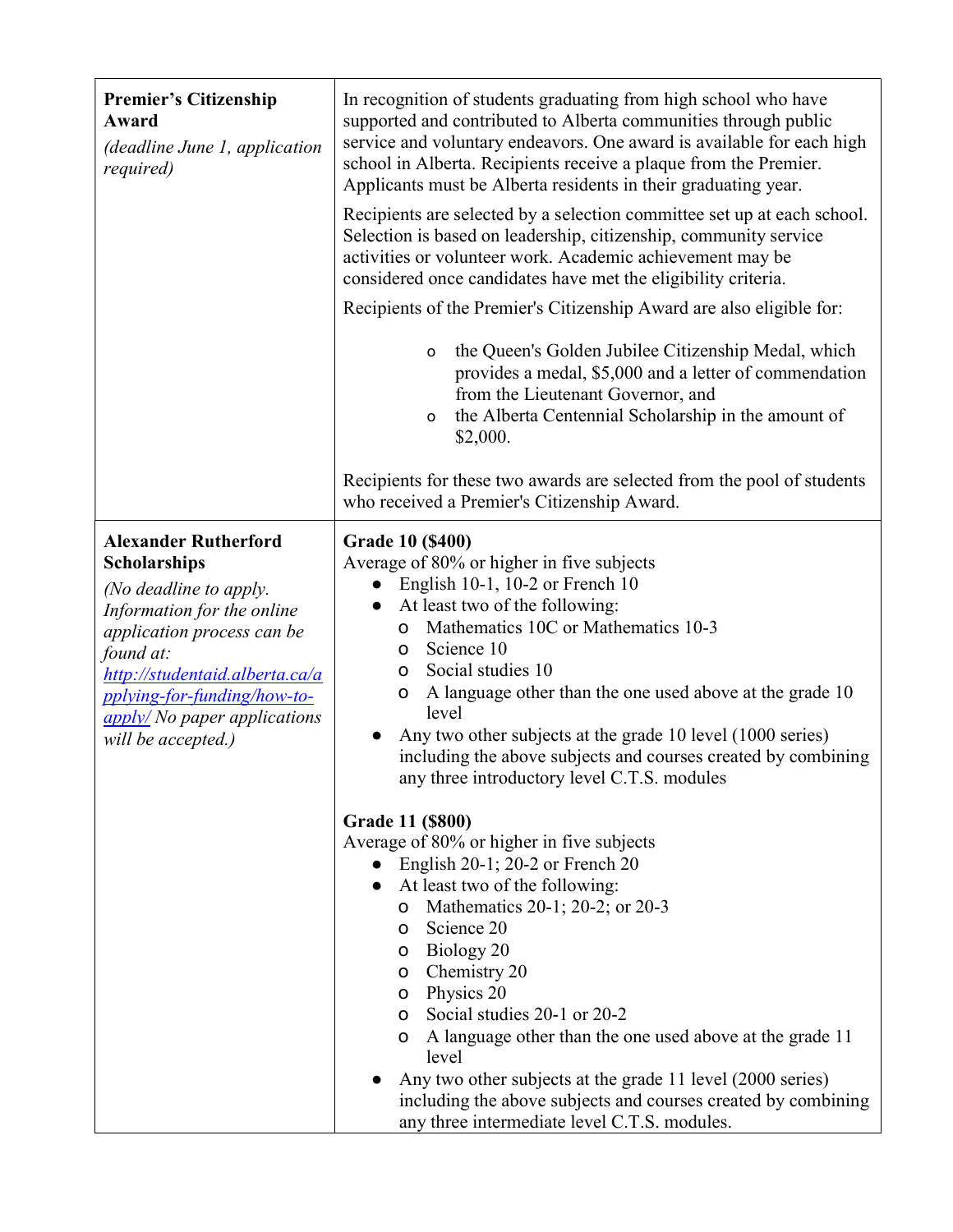| | |
|---|---|
| **Premier's Citizenship Award**<br>*(deadline June 1, application required)* | In recognition of students graduating from high school who have supported and contributed to Alberta communities through public service and voluntary endeavors. One award is available for each high school in Alberta. Recipients receive a plaque from the Premier. Applicants must be Alberta residents in their graduating year.<br><br>Recipients are selected by a selection committee set up at each school. Selection is based on leadership, citizenship, community service activities or volunteer work. Academic achievement may be considered once candidates have met the eligibility criteria.<br><br>Recipients of the Premier's Citizenship Award are also eligible for:<br>o the Queen's Golden Jubilee Citizenship Medal, which provides a medal, \$5,000 and a letter of commendation from the Lieutenant Governor, and<br>o the Alberta Centennial Scholarship in the amount of \$2,000.<br><br>Recipients for these two awards are selected from the pool of students who received a Premier's Citizenship Award. |
| **Alexander Rutherford Scholarships**<br>*(No deadline to apply. Information for the online application process can be found at: [http://studentaid.alberta.ca/applying-for-funding/how-to-apply/](http://studentaid.alberta.ca/applying-for-funding/how-to-apply/) No paper applications will be accepted.)* | **Grade 10 (\$400)**<br>Average of 80% or higher in five subjects<br>• English 10-1, 10-2 or French 10<br>• At least two of the following:<br>o Mathematics 10C or Mathematics 10-3<br>o Science 10<br>o Social studies 10<br>o A language other than the one used above at the grade 10 level<br>• Any two other subjects at the grade 10 level (1000 series) including the above subjects and courses created by combining any three introductory level C.T.S. modules<br><br>**Grade 11 (\$800)**<br>Average of 80% or higher in five subjects<br>• English 20-1; 20-2 or French 20<br>• At least two of the following:<br>o Mathematics 20-1; 20-2; or 20-3<br>o Science 20<br>o Biology 20<br>o Chemistry 20<br>o Physics 20<br>o Social studies 20-1 or 20-2<br>o A language other than the one used above at the grade 11 level<br>• Any two other subjects at the grade 11 level (2000 series) including the above subjects and courses created by combining any three intermediate level C.T.S. modules. |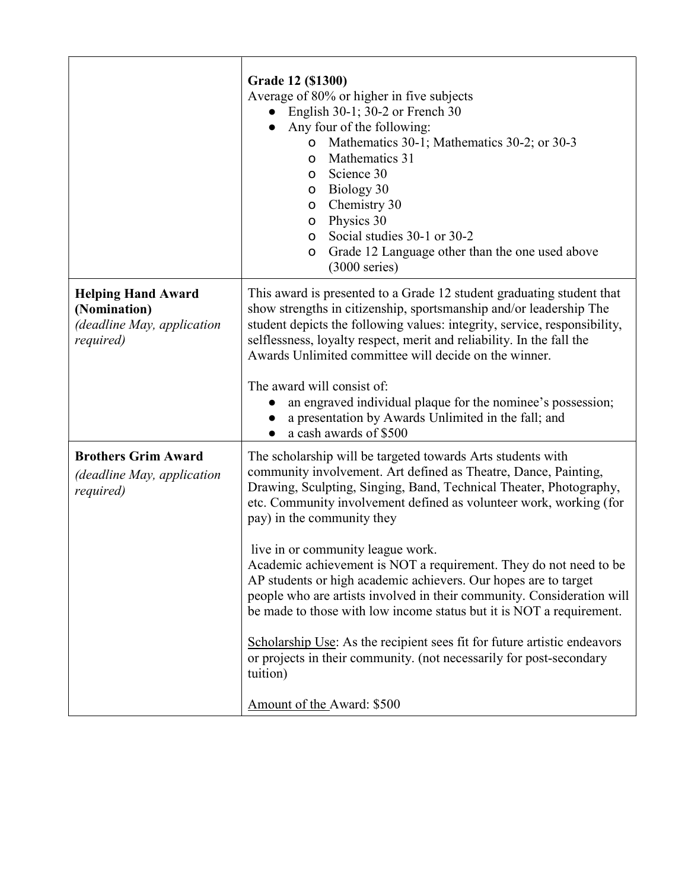| | |
|---|---|
| | **Grade 12 ($1300)**<br>Average of 80% or higher in five subjects<br>● English 30-1; 30-2 or French 30<br>● Any four of the following:<br>o Mathematics 30-1; Mathematics 30-2; or 30-3<br>o Mathematics 31<br>o Science 30<br>o Biology 30<br>o Chemistry 30<br>o Physics 30<br>o Social studies 30-1 or 30-2<br>o Grade 12 Language other than the one used above (3000 series) |
| **Helping Hand Award (Nomination)**<br>*(deadline May, application required)* | This award is presented to a Grade 12 student graduating student that show strengths in citizenship, sportsmanship and/or leadership The student depicts the following values: integrity, service, responsibility, selflessness, loyalty respect, merit and reliability. In the fall the Awards Unlimited committee will decide on the winner.<br><br>The award will consist of:<br>● an engraved individual plaque for the nominee's possession;<br>● a presentation by Awards Unlimited in the fall; and<br>● a cash awards of $500 |
| **Brothers Grim Award**<br>*(deadline May, application required)* | The scholarship will be targeted towards Arts students with community involvement. Art defined as Theatre, Dance, Painting, Drawing, Sculpting, Singing, Band, Technical Theater, Photography, etc. Community involvement defined as volunteer work, working (for pay) in the community they<br><br>live in or community league work.<br>Academic achievement is NOT a requirement. They do not need to be AP students or high academic achievers. Our hopes are to target people who are artists involved in their community. Consideration will be made to those with low income status but it is NOT a requirement.<br><br>Scholarship Use: As the recipient sees fit for future artistic endeavors or projects in their community. (not necessarily for post-secondary tuition)<br><br>Amount of the Award: $500 |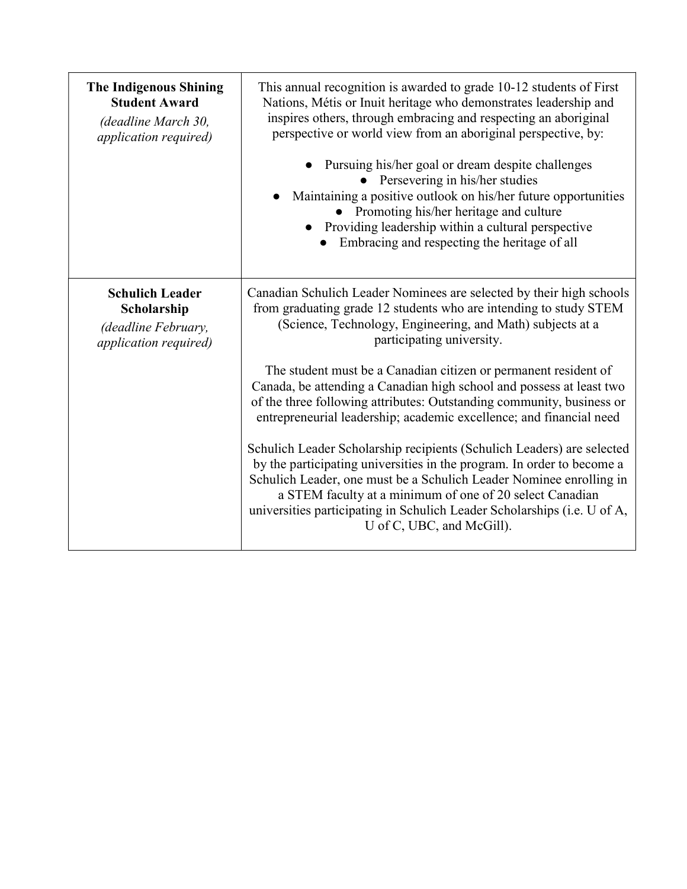| | |
|---|---|
| **The Indigenous Shining Student Award**<br>*(deadline March 30, application required)* | This annual recognition is awarded to grade 10-12 students of First Nations, Métis or Inuit heritage who demonstrates leadership and inspires others, through embracing and respecting an aboriginal perspective or world view from an aboriginal perspective, by:<br><br>● Pursuing his/her goal or dream despite challenges<br>● Persevering in his/her studies<br>● Maintaining a positive outlook on his/her future opportunities<br>● Promoting his/her heritage and culture<br>● Providing leadership within a cultural perspective<br>● Embracing and respecting the heritage of all |
| **Schulich Leader Scholarship**<br>*(deadline February, application required)* | Canadian Schulich Leader Nominees are selected by their high schools from graduating grade 12 students who are intending to study STEM (Science, Technology, Engineering, and Math) subjects at a participating university.<br><br>The student must be a Canadian citizen or permanent resident of Canada, be attending a Canadian high school and possess at least two of the three following attributes: Outstanding community, business or entrepreneurial leadership; academic excellence; and financial need<br><br>Schulich Leader Scholarship recipients (Schulich Leaders) are selected by the participating universities in the program. In order to become a Schulich Leader, one must be a Schulich Leader Nominee enrolling in a STEM faculty at a minimum of one of 20 select Canadian universities participating in Schulich Leader Scholarships (i.e. U of A, U of C, UBC, and McGill). |